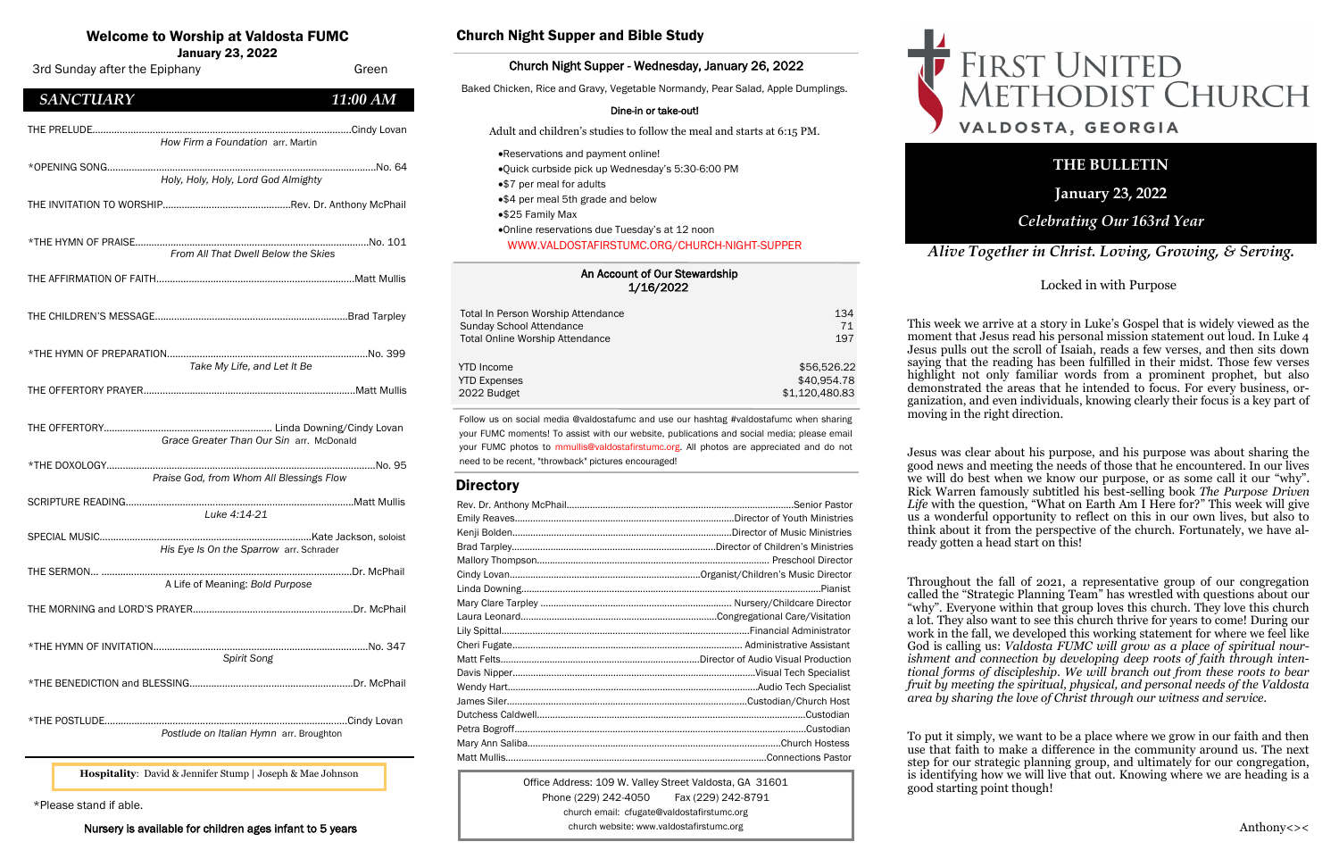# Welcome to Worship at Valdosta FUMC

**January 23, 2022**

3rd Sunday after the Epiphany — Green

## *SANCTUARY* — *11:00 AM*

THE PRELUDE....................Cindy Lovan
*How Firm a Foundation* arr. Martin

*OPENING SONG....................No. 64
*Holy, Holy, Holy, Lord God Almighty*

THE INVITATION TO WORSHIP....................Rev. Dr. Anthony McPhail

*THE HYMN OF PRAISE....................No. 101
*From All That Dwell Below the Skies*

THE AFFIRMATION OF FAITH....................Matt Mullis

THE CHILDREN'S MESSAGE....................Brad Tarpley

*THE HYMN OF PREPARATION....................No. 399
*Take My Life, and Let It Be*

THE OFFERTORY PRAYER....................Matt Mullis

THE OFFERTORY....................Linda Downing/Cindy Lovan
*Grace Greater Than Our Sin* arr. McDonald

*THE DOXOLOGY....................No. 95
*Praise God, from Whom All Blessings Flow*

SCRIPTURE READING....................Matt Mullis
*Luke 4:14-21*

SPECIAL MUSIC....................Kate Jackson, soloist
*His Eye Is On the Sparrow* arr. Schrader

THE SERMON....................Dr. McPhail
A Life of Meaning: *Bold Purpose*

THE MORNING and LORD'S PRAYER....................Dr. McPhail

*THE HYMN OF INVITATION....................No. 347
*Spirit Song*

*THE BENEDICTION and BLESSING....................Dr. McPhail

*THE POSTLUDE....................Cindy Lovan
*Postlude on Italian Hymn* arr. Broughton

**Hospitality**: David & Jennifer Stump | Joseph & Mae Johnson

*Please stand if able.

Nursery is available for children ages infant to 5 years

## Church Night Supper and Bible Study

### Church Night Supper - Wednesday, January 26, 2022

Baked Chicken, Rice and Gravy, Vegetable Normandy, Pear Salad, Apple Dumplings.

Dine-in or take-out!

Adult and children's studies to follow the meal and starts at 6:15 PM.

- Reservations and payment online!
- Quick curbside pick up Wednesday's 5:30-6:00 PM
- $7 per meal for adults
- $4 per meal 5th grade and below
- $25 Family Max
- Online reservations due Tuesday's at 12 noon

WWW.VALDOSTAFIRSTUMC.ORG/CHURCH-NIGHT-SUPPER

### An Account of Our Stewardship 1/16/2022

| | |
|---|---|
| Total In Person Worship Attendance | 134 |
| Sunday School Attendance | 71 |
| Total Online Worship Attendance | 197 |
| YTD Income | $56,526.22 |
| YTD Expenses | $40,954.78 |
| 2022 Budget | $1,120,480.83 |

Follow us on social media @valdostafumc and use our hashtag #valdostafumc when sharing your FUMC moments! To assist with our website, publications and social media; please email your FUMC photos to mmullis@valdostafirstumc.org. All photos are appreciated and do not need to be recent, "throwback" pictures encouraged!

## Directory

| | |
|---|---|
| Rev. Dr. Anthony McPhail | Senior Pastor |
| Emily Reaves | Director of Youth Ministries |
| Kenji Bolden | Director of Music Ministries |
| Brad Tarpley | Director of Children's Ministries |
| Mallory Thompson | Preschool Director |
| Cindy Lovan | Organist/Children's Music Director |
| Linda Downing | Pianist |
| Mary Clare Tarpley | Nursery/Childcare Director |
| Laura Leonard | Congregational Care/Visitation |
| Lily Spittal | Financial Administrator |
| Cheri Fugate | Administrative Assistant |
| Matt Felts | Director of Audio Visual Production |
| Davis Nipper | Visual Tech Specialist |
| Wendy Hart | Audio Tech Specialist |
| James Siler | Custodian/Church Host |
| Dutchess Caldwell | Custodian |
| Petra Bogroff | Custodian |
| Mary Ann Saliba | Church Hostess |
| Matt Mullis | Connections Pastor |

Office Address: 109 W. Valley Street Valdosta, GA 31601
Phone (229) 242-4050 Fax (229) 242-8791
church email: cfugate@valdostafirstumc.org
church website: www.valdostafirstumc.org

# FIRST UNITED METHODIST CHURCH
VALDOSTA, GEORGIA

## THE BULLETIN

**January 23, 2022**

*Celebrating Our 163rd Year*

*Alive Together in Christ. Loving, Growing, & Serving.*

### Locked in with Purpose

This week we arrive at a story in Luke's Gospel that is widely viewed as the moment that Jesus read his personal mission statement out loud. In Luke 4 Jesus pulls out the scroll of Isaiah, reads a few verses, and then sits down saying that the reading has been fulfilled in their midst. Those few verses highlight not only familiar words from a prominent prophet, but also demonstrated the areas that he intended to focus. For every business, organization, and even individuals, knowing clearly their focus is a key part of moving in the right direction.

Jesus was clear about his purpose, and his purpose was about sharing the good news and meeting the needs of those that he encountered. In our lives we will do best when we know our purpose, or as some call it our "why". Rick Warren famously subtitled his best-selling book *The Purpose Driven Life* with the question, "What on Earth Am I Here for?" This week will give us a wonderful opportunity to reflect on this in our own lives, but also to think about it from the perspective of the church. Fortunately, we have already gotten a head start on this!

Throughout the fall of 2021, a representative group of our congregation called the "Strategic Planning Team" has wrestled with questions about our "why". Everyone within that group loves this church. They love this church a lot. They also want to see this church thrive for years to come! During our work in the fall, we developed this working statement for where we feel like God is calling us: *Valdosta FUMC will grow as a place of spiritual nourishment and connection by developing deep roots of faith through intentional forms of discipleship. We will branch out from these roots to bear fruit by meeting the spiritual, physical, and personal needs of the Valdosta area by sharing the love of Christ through our witness and service.*

To put it simply, we want to be a place where we grow in our faith and then use that faith to make a difference in the community around us. The next step for our strategic planning group, and ultimately for our congregation, is identifying how we will live that out. Knowing where we are heading is a good starting point though!

Anthony<><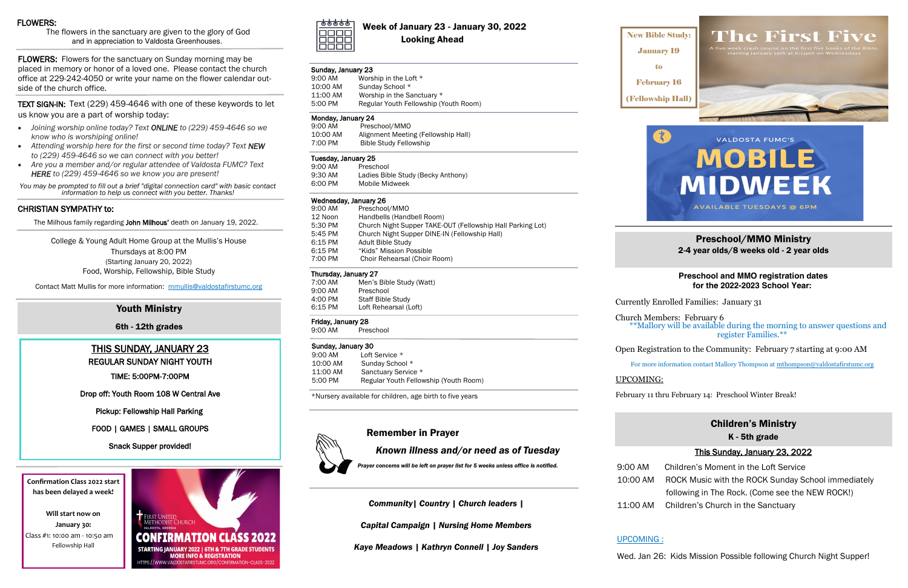**FLOWERS:**

The flowers in the sanctuary are given to the glory of God and in appreciation to Valdosta Greenhouses.

**FLOWERS:** Flowers for the sanctuary on Sunday morning may be placed in memory or honor of a loved one. Please contact the church office at 229-242-4050 or write your name on the flower calendar outside of the church office.

**TEXT SIGN-IN:** Text (229) 459-4646 with one of these keywords to let us know you are a part of worship today:

- *Joining worship online today? Text **ONLINE** to (229) 459-4646 so we know who is worshiping online!*
- *Attending worship here for the first or second time today? Text **NEW** to (229) 459-4646 so we can connect with you better!*
- *Are you a member and/or regular attendee of Valdosta FUMC? Text **HERE** to (229) 459-4646 so we know you are present!*

*You may be prompted to fill out a brief "digital connection card" with basic contact information to help us connect with you better. Thanks!*

**CHRISTIAN SYMPATHY to:**

The Milhous family regarding **John Milhous'** death on January 19, 2022.

College & Young Adult Home Group at the Mullis's House
Thursdays at 8:00 PM
(Starting January 20, 2022)
Food, Worship, Fellowship, Bible Study

Contact Matt Mullis for more information: mmullis@valdostafirstumc.org

## Youth Ministry

**6th - 12th grades**

**THIS SUNDAY, JANUARY 23**

**REGULAR SUNDAY NIGHT YOUTH**

**TIME: 5:00PM-7:00PM**

**Drop off: Youth Room 108 W Central Ave**

**Pickup: Fellowship Hall Parking**

**FOOD | GAMES | SMALL GROUPS**

**Snack Supper provided!**

**Confirmation Class 2022 start has been delayed a week!**

**Will start now on January 30:**
Class #1: 10:00 am - 10:50 am
Fellowship Hall

FIRST UNITED METHODIST CHURCH
VALDOSTA, GEORGIA
CONFIRMATION CLASS 2022
STARTING JANUARY 2022 | 6TH & 7TH GRADE STUDENTS
MORE INFO & REGISTRATION
HTTPS://WWW.VALDOSTAFIRSTUMC.ORG/CONFIRMATION-CLASS-2022

## Week of January 23 - January 30, 2022
## Looking Ahead

**Sunday, January 23**

| | |
|---|---|
| 9:00 AM | Worship in the Loft * |
| 10:00 AM | Sunday School * |
| 11:00 AM | Worship in the Sanctuary * |
| 5:00 PM | Regular Youth Fellowship (Youth Room) |

**Monday, January 24**

| | |
|---|---|
| 9:00 AM | Preschool/MMO |
| 10:00 AM | Alignment Meeting (Fellowship Hall) |
| 7:00 PM | Bible Study Fellowship |

**Tuesday, January 25**

| | |
|---|---|
| 9:00 AM | Preschool |
| 9:30 AM | Ladies Bible Study (Becky Anthony) |
| 6:00 PM | Mobile Midweek |

**Wednesday, January 26**

| | |
|---|---|
| 9:00 AM | Preschool/MMO |
| 12 Noon | Handbells (Handbell Room) |
| 5:30 PM | Church Night Supper TAKE-OUT (Fellowship Hall Parking Lot) |
| 5:45 PM | Church Night Supper DINE-IN (Fellowship Hall) |
| 6:15 PM | Adult Bible Study |
| 6:15 PM | "Kids" Mission Possible |
| 7:00 PM | Choir Rehearsal (Choir Room) |

**Thursday, January 27**

| | |
|---|---|
| 7:00 AM | Men's Bible Study (Watt) |
| 9:00 AM | Preschool |
| 4:00 PM | Staff Bible Study |
| 6:15 PM | Loft Rehearsal (Loft) |

**Friday, January 28**

| | |
|---|---|
| 9:00 AM | Preschool |

**Sunday, January 30**

| | |
|---|---|
| 9:00 AM | Loft Service * |
| 10:00 AM | Sunday School * |
| 11:00 AM | Sanctuary Service * |
| 5:00 PM | Regular Youth Fellowship (Youth Room) |

*Nursery available for children, age birth to five years

## Remember in Prayer

***Known illness and/or need as of Tuesday***

***Prayer concerns will be left on prayer list for 5 weeks unless office is notified.***

***Community| Country | Church leaders |***

***Capital Campaign | Nursing Home Members***

***Kaye Meadows | Kathryn Connell | Joy Sanders***

**New Bible Study:**
**January 19**
**to**
**February 16**
**(Fellowship Hall)**

**The First Five**
A five-week crash course on the first five books of the Bible, starting January 19th at 6:15pm on Wednesdays

VALDOSTA FUMC'S
**MOBILE MIDWEEK**
AVAILABLE TUESDAYS @ 6PM

## Preschool/MMO Ministry

**2-4 year olds/8 weeks old - 2 year olds**

**Preschool and MMO registration dates for the 2022-2023 School Year:**

Currently Enrolled Families: January 31

Church Members: February 6
**Mallory will be available during the morning to answer questions and register Families.**

Open Registration to the Community: February 7 starting at 9:00 AM

For more information contact Mallory Thompson at mthompson@valdostafirstumc.org

UPCOMING:

February 11 thru February 14: Preschool Winter Break!

## Children's Ministry

**K - 5th grade**

**This Sunday, January 23, 2022**

| | |
|---|---|
| 9:00 AM | Children's Moment in the Loft Service |
| 10:00 AM | ROCK Music with the ROCK Sunday School immediately following in The Rock. (Come see the NEW ROCK!) |
| 11:00 AM | Children's Church in the Sanctuary |

UPCOMING :

Wed. Jan 26: Kids Mission Possible following Church Night Supper!